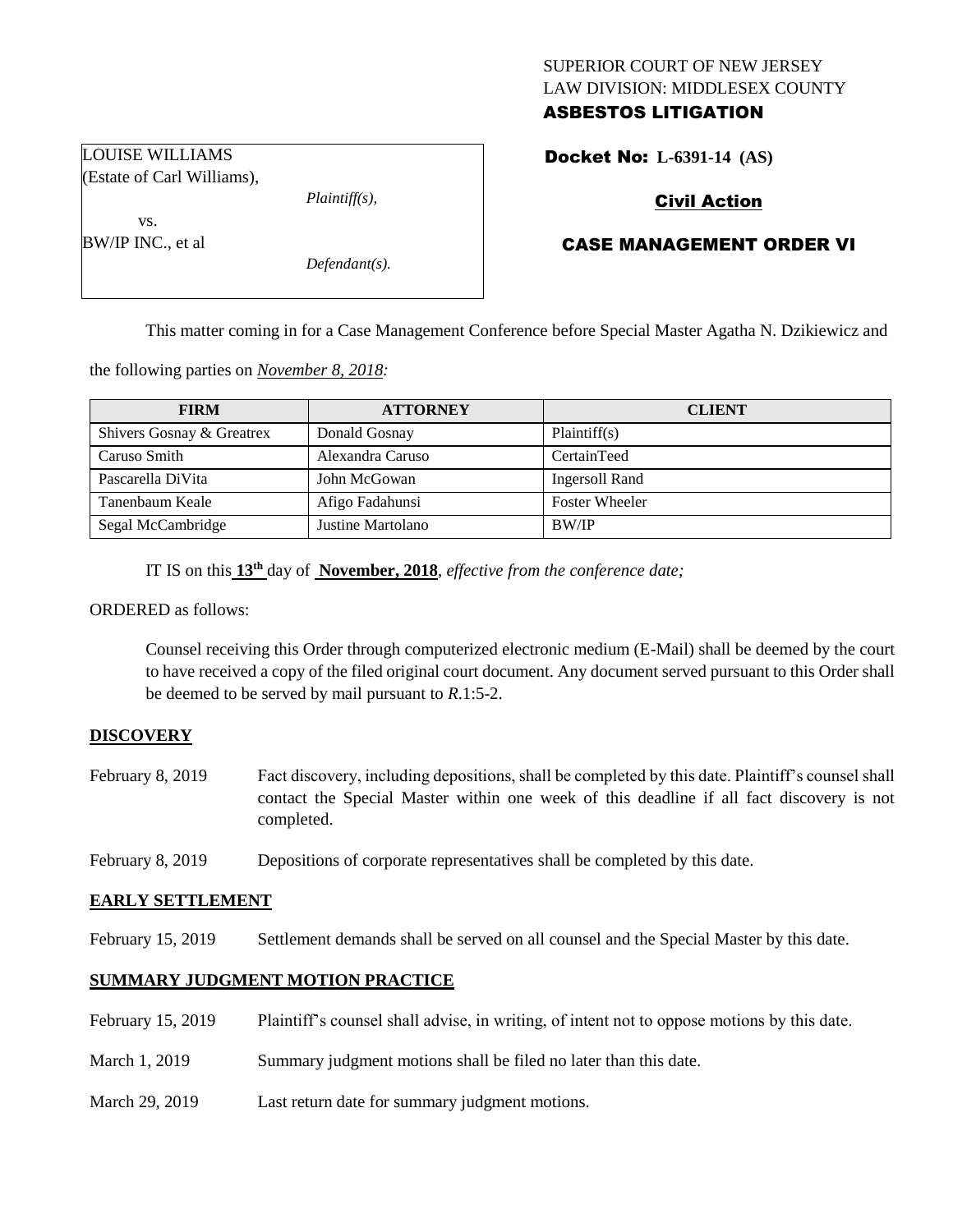SUPERIOR COURT OF NEW JERSEY
LAW DIVISION: MIDDLESEX COUNTY

**ASBESTOS LITIGATION**

LOUISE WILLIAMS
(Estate of Carl Williams),

*Plaintiff(s),*

vs.

BW/IP INC., et al

*Defendant(s).*

**Docket No: L-6391-14 (AS)**

**Civil Action**

**CASE MANAGEMENT ORDER VI**

This matter coming in for a Case Management Conference before Special Master Agatha N. Dzikiewicz and the following parties on *November 8, 2018:*

| FIRM | ATTORNEY | CLIENT |
|---|---|---|
| Shivers Gosnay & Greatrex | Donald Gosnay | Plaintiff(s) |
| Caruso Smith | Alexandra Caruso | CertainTeed |
| Pascarella DiVita | John McGowan | Ingersoll Rand |
| Tanenbaum Keale | Afigo Fadahunsi | Foster Wheeler |
| Segal McCambridge | Justine Martolano | BW/IP |

IT IS on this **13th** day of **November, 2018**, *effective from the conference date;*

ORDERED as follows:

Counsel receiving this Order through computerized electronic medium (E-Mail) shall be deemed by the court to have received a copy of the filed original court document. Any document served pursuant to this Order shall be deemed to be served by mail pursuant to *R*.1:5-2.

## DISCOVERY

February 8, 2019 — Fact discovery, including depositions, shall be completed by this date. Plaintiff's counsel shall contact the Special Master within one week of this deadline if all fact discovery is not completed.

February 8, 2019 — Depositions of corporate representatives shall be completed by this date.

## EARLY SETTLEMENT

February 15, 2019 — Settlement demands shall be served on all counsel and the Special Master by this date.

## SUMMARY JUDGMENT MOTION PRACTICE

February 15, 2019 — Plaintiff's counsel shall advise, in writing, of intent not to oppose motions by this date.

March 1, 2019 — Summary judgment motions shall be filed no later than this date.

March 29, 2019 — Last return date for summary judgment motions.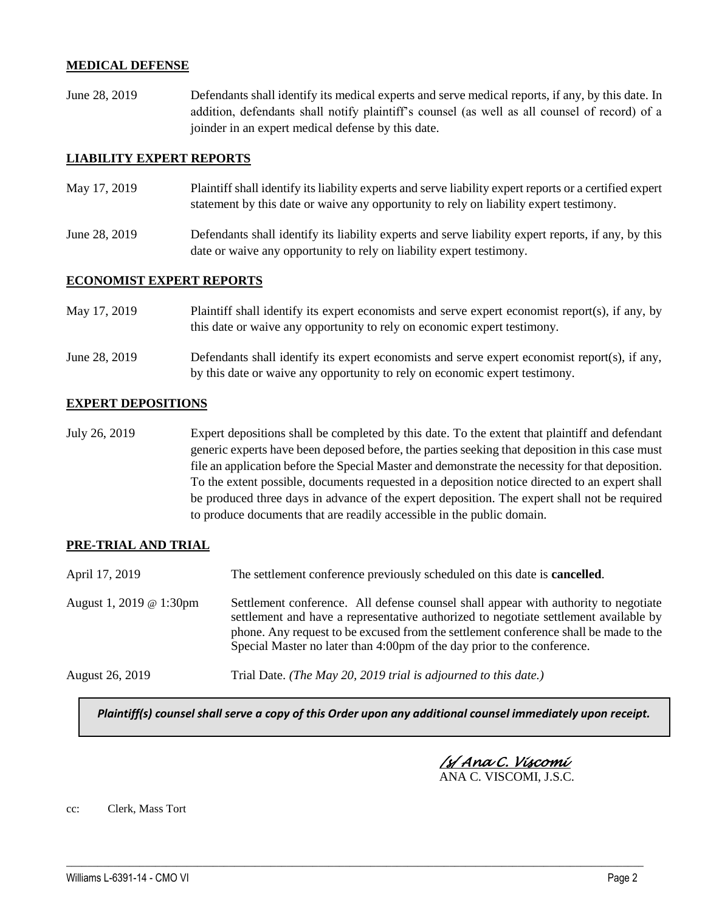**MEDICAL DEFENSE**

June 28, 2019 Defendants shall identify its medical experts and serve medical reports, if any, by this date. In addition, defendants shall notify plaintiff's counsel (as well as all counsel of record) of a joinder in an expert medical defense by this date.

**LIABILITY EXPERT REPORTS**

May 17, 2019 Plaintiff shall identify its liability experts and serve liability expert reports or a certified expert statement by this date or waive any opportunity to rely on liability expert testimony.

June 28, 2019 Defendants shall identify its liability experts and serve liability expert reports, if any, by this date or waive any opportunity to rely on liability expert testimony.

**ECONOMIST EXPERT REPORTS**

May 17, 2019 Plaintiff shall identify its expert economists and serve expert economist report(s), if any, by this date or waive any opportunity to rely on economic expert testimony.

June 28, 2019 Defendants shall identify its expert economists and serve expert economist report(s), if any, by this date or waive any opportunity to rely on economic expert testimony.

**EXPERT DEPOSITIONS**

July 26, 2019 Expert depositions shall be completed by this date. To the extent that plaintiff and defendant generic experts have been deposed before, the parties seeking that deposition in this case must file an application before the Special Master and demonstrate the necessity for that deposition. To the extent possible, documents requested in a deposition notice directed to an expert shall be produced three days in advance of the expert deposition. The expert shall not be required to produce documents that are readily accessible in the public domain.

**PRE-TRIAL AND TRIAL**

April 17, 2019 The settlement conference previously scheduled on this date is **cancelled**.

August 1, 2019 @ 1:30pm Settlement conference. All defense counsel shall appear with authority to negotiate settlement and have a representative authorized to negotiate settlement available by phone. Any request to be excused from the settlement conference shall be made to the Special Master no later than 4:00pm of the day prior to the conference.

August 26, 2019 Trial Date. *(The May 20, 2019 trial is adjourned to this date.)*

***Plaintiff(s) counsel shall serve a copy of this Order upon any additional counsel immediately upon receipt.***

*/s/ Ana C. Viscomi*
ANA C. VISCOMI, J.S.C.

cc: Clerk, Mass Tort